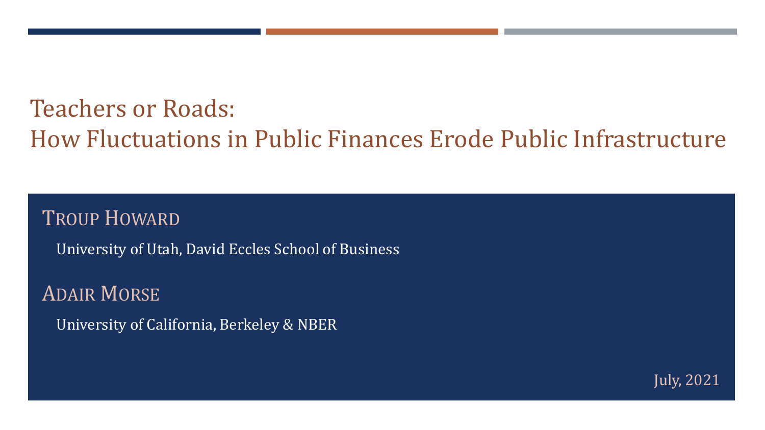# Teachers or Roads: How Fluctuations in Public Finances Erode Public Infrastructure

TROUP HOWARD

University of Utah, David Eccles School of Business

ADAIR MORSE

University of California, Berkeley & NBER

July, 2021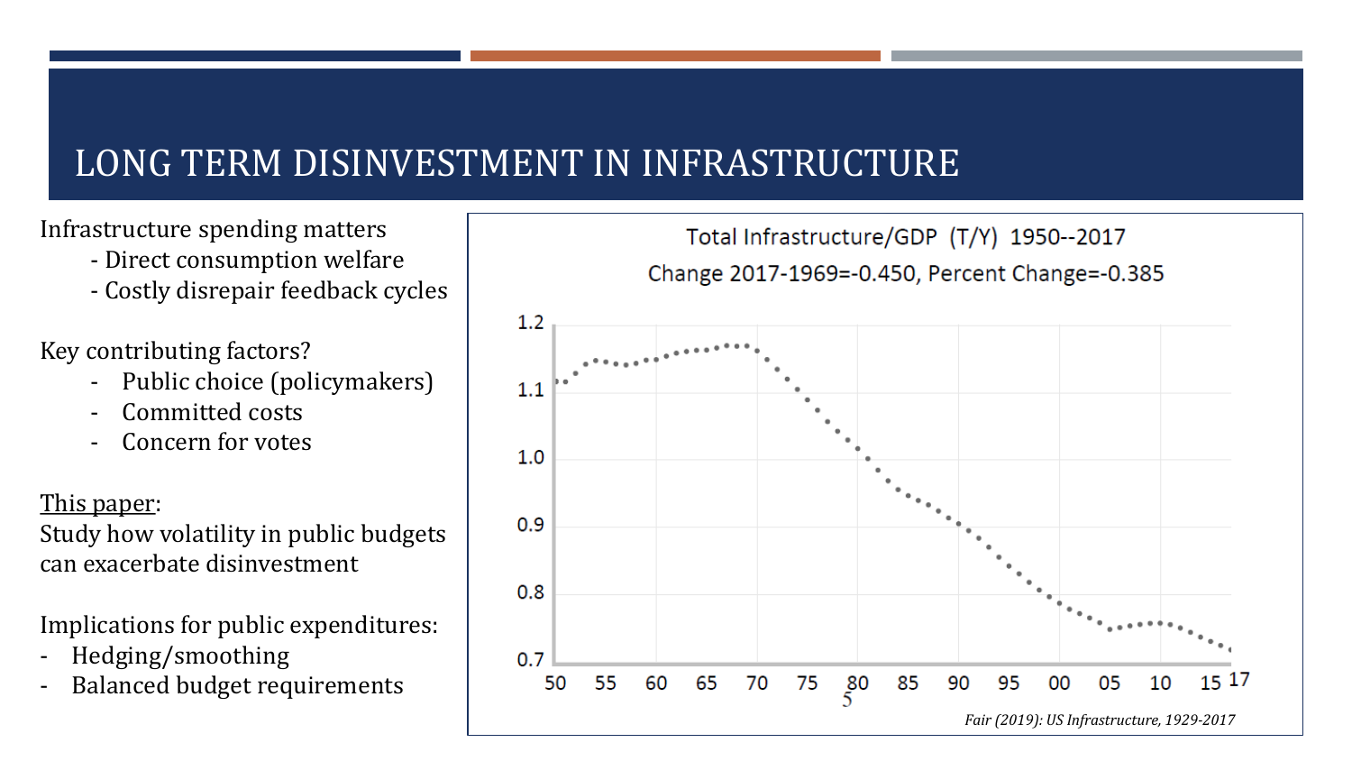# LONG TERM DISINVESTMENT IN INFRASTRUCTURE

Infrastructure spending matters

- Direct consumption welfare
- Costly disrepair feedback cycles

Key contributing factors?

- Public choice (policymakers)
- Committed costs
- Concern for votes

<u>This paper</u>:
Study how volatility in public budgets can exacerbate disinvestment

Implications for public expenditures:

- Hedging/smoothing
- Balanced budget requirements

Total Infrastructure/GDP (T/Y) 1950--2017

Change 2017-1969=-0.450, Percent Change=-0.385

1.2
1.1
1.0
0.9
0.8
0.7

50 55 60 65 70 75 80 85 90 95 00 05 10 15 17

*Fair (2019): US Infrastructure, 1929-2017*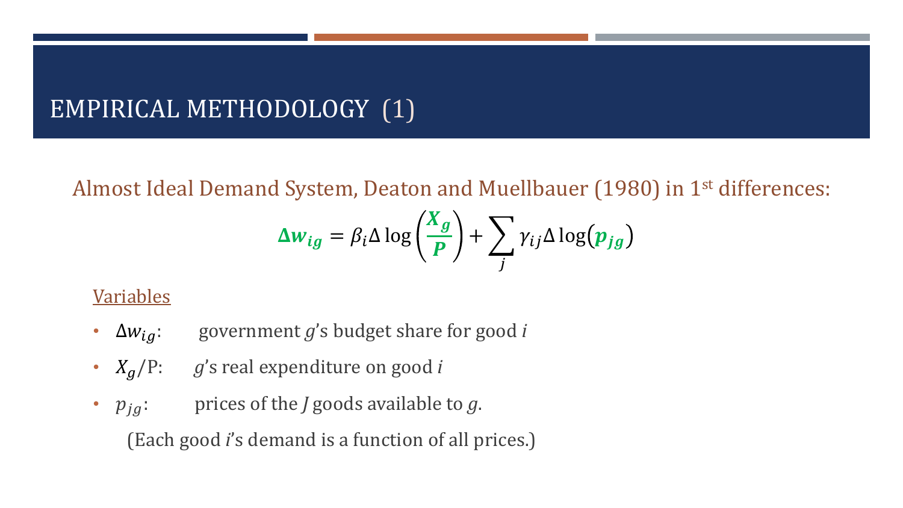# EMPIRICAL METHODOLOGY (1)

Almost Ideal Demand System, Deaton and Muellbauer (1980) in 1st differences:

$$\Delta w_{ig} = \beta_i \Delta \log\left(\frac{X_g}{P}\right) + \sum_j \gamma_{ij} \Delta \log(p_{jg})$$

Variables

- $\Delta w_{ig}$: government *g*'s budget share for good *i*
- $X_g$/P: *g*'s real expenditure on good *i*
- $p_{jg}$: prices of the *J* goods available to *g*.

  (Each good *i*'s demand is a function of all prices.)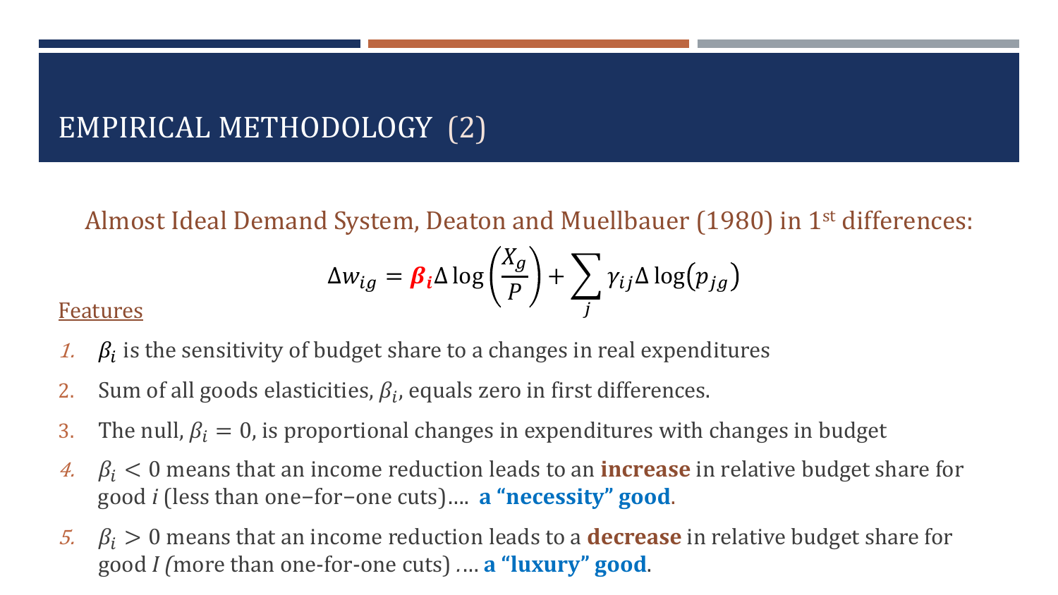# EMPIRICAL METHODOLOGY (2)

Almost Ideal Demand System, Deaton and Muellbauer (1980) in 1st differences:

$$\Delta w_{ig} = \boldsymbol{\beta_i} \Delta \log\left(\frac{X_g}{P}\right) + \sum_j \gamma_{ij} \Delta \log(p_{jg})$$

Features

1. $\beta_i$ is the sensitivity of budget share to a changes in real expenditures
2. Sum of all goods elasticities, $\beta_i$, equals zero in first differences.
3. The null, $\beta_i = 0$, is proportional changes in expenditures with changes in budget
4. $\beta_i < 0$ means that an income reduction leads to an **increase** in relative budget share for good *i* (less than one–for–one cuts)…. **a "necessity" good**.
5. $\beta_i > 0$ means that an income reduction leads to a **decrease** in relative budget share for good *I (*more than one-for-one cuts) …. **a "luxury" good**.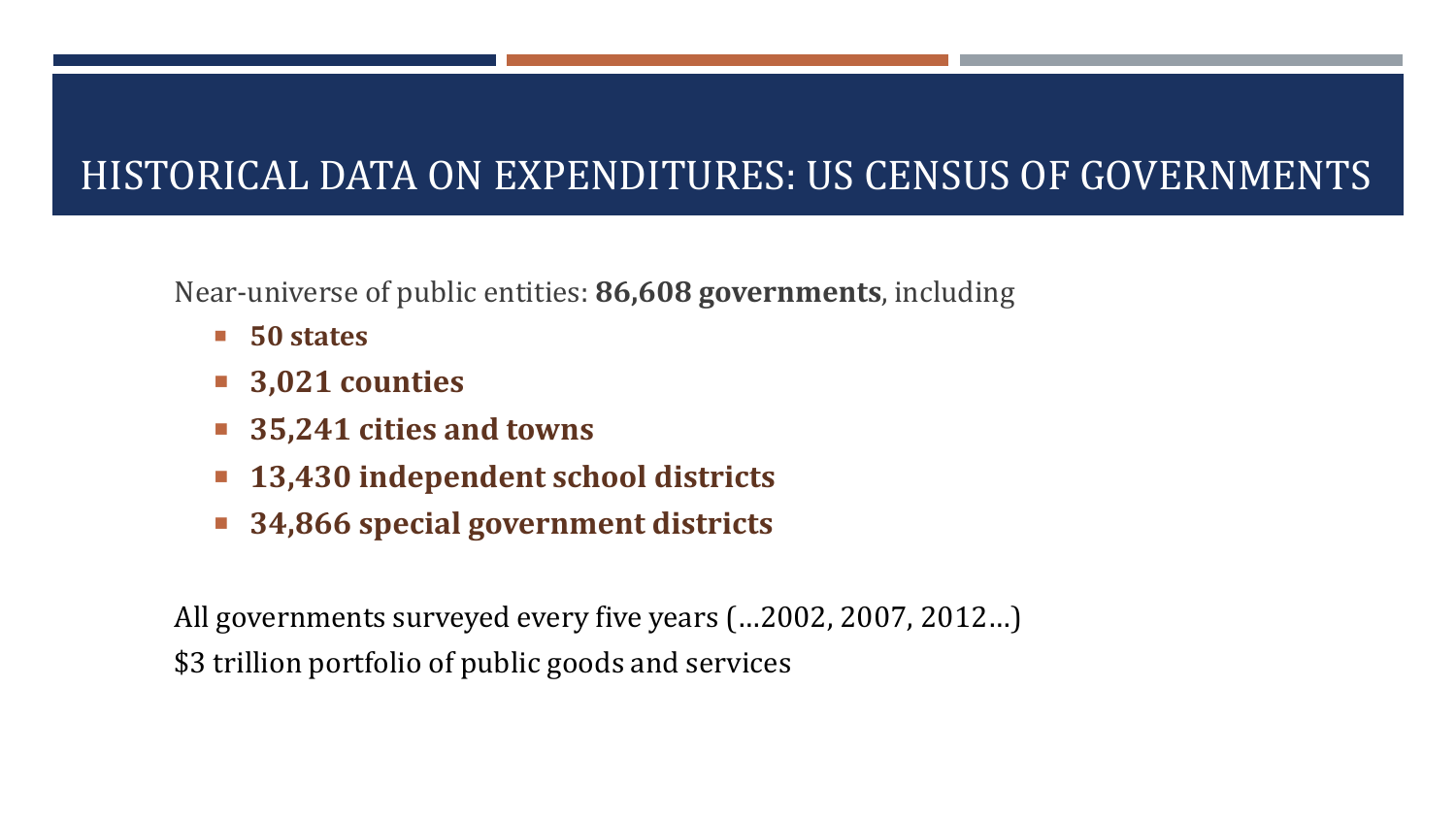# HISTORICAL DATA ON EXPENDITURES: US CENSUS OF GOVERNMENTS

Near-universe of public entities: **86,608 governments**, including

- **50 states**
- **3,021 counties**
- **35,241 cities and towns**
- **13,430 independent school districts**
- **34,866 special government districts**

All governments surveyed every five years (…2002, 2007, 2012…)

$3 trillion portfolio of public goods and services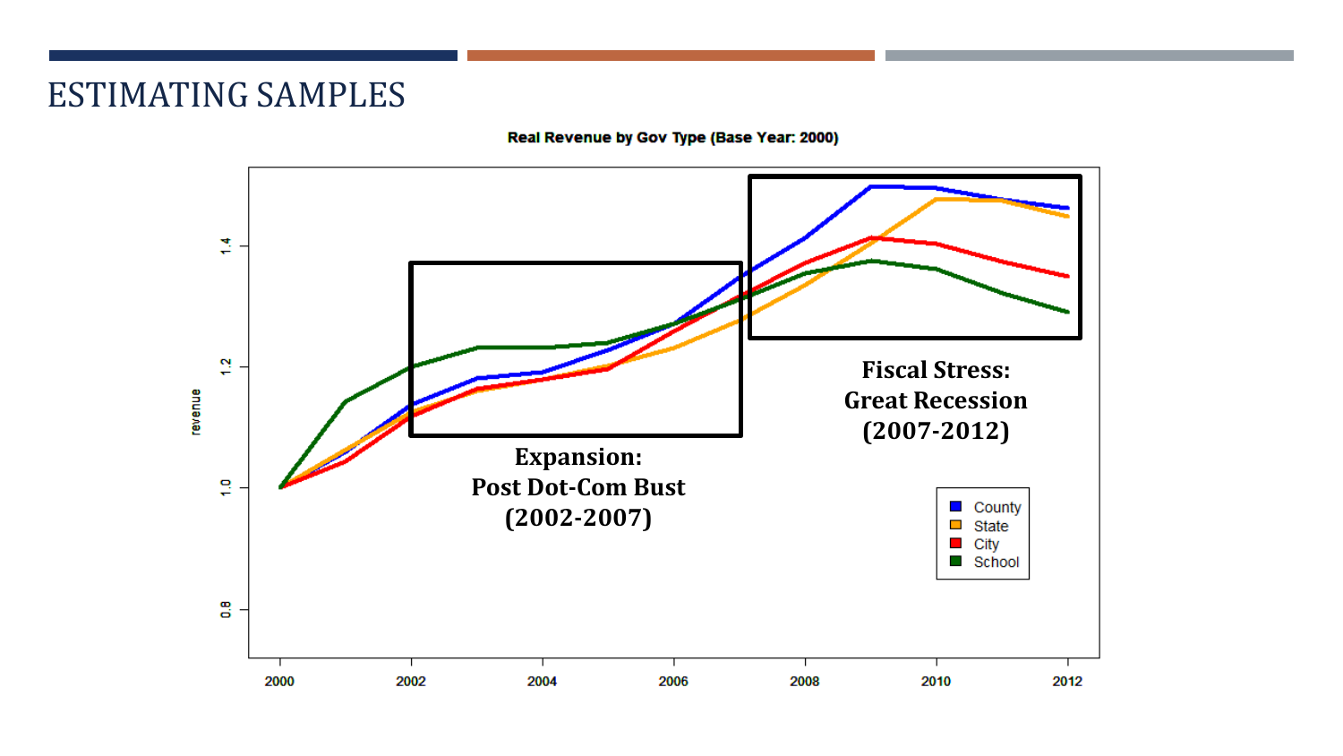# ESTIMATING SAMPLES

Real Revenue by Gov Type (Base Year: 2000)

revenue

1.4

1.2

1.0

0.8

2000

2002

2004

2006

2008

2010

2012

**Expansion:**
**Post Dot-Com Bust**
**(2002-2007)**

**Fiscal Stress:**
**Great Recession**
**(2007-2012)**

County
State
City
School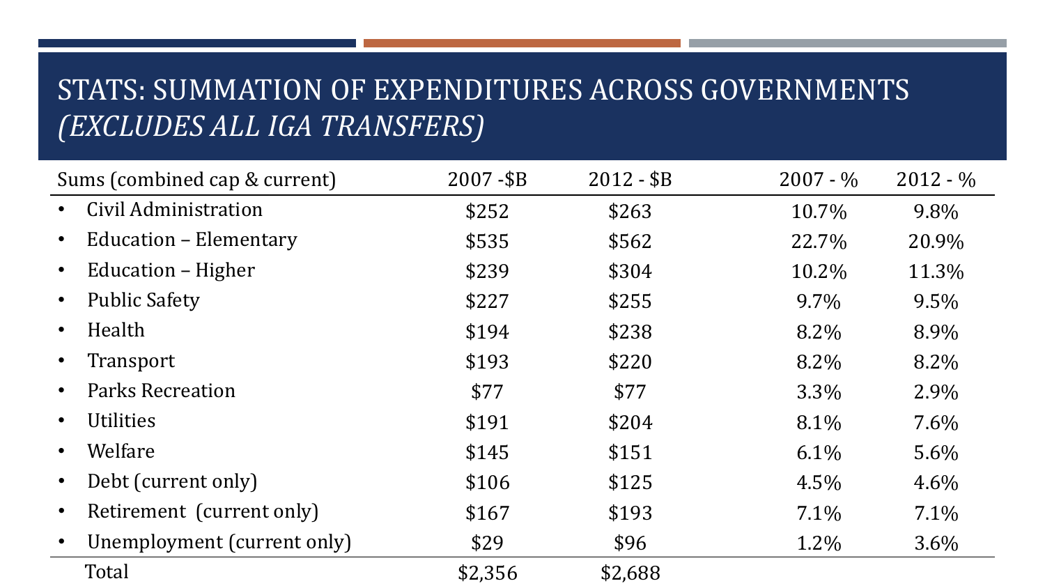# STATS: SUMMATION OF EXPENDITURES ACROSS GOVERNMENTS *(EXCLUDES ALL IGA TRANSFERS)*

| Sums (combined cap & current) | 2007 -$B | 2012 - $B | 2007 - % | 2012 - % |
|---|---|---|---|---|
| • Civil Administration | $252 | $263 | 10.7% | 9.8% |
| • Education – Elementary | $535 | $562 | 22.7% | 20.9% |
| • Education – Higher | $239 | $304 | 10.2% | 11.3% |
| • Public Safety | $227 | $255 | 9.7% | 9.5% |
| • Health | $194 | $238 | 8.2% | 8.9% |
| • Transport | $193 | $220 | 8.2% | 8.2% |
| • Parks Recreation | $77 | $77 | 3.3% | 2.9% |
| • Utilities | $191 | $204 | 8.1% | 7.6% |
| • Welfare | $145 | $151 | 6.1% | 5.6% |
| • Debt (current only) | $106 | $125 | 4.5% | 4.6% |
| • Retirement (current only) | $167 | $193 | 7.1% | 7.1% |
| • Unemployment (current only) | $29 | $96 | 1.2% | 3.6% |
| Total | $2,356 | $2,688 | | |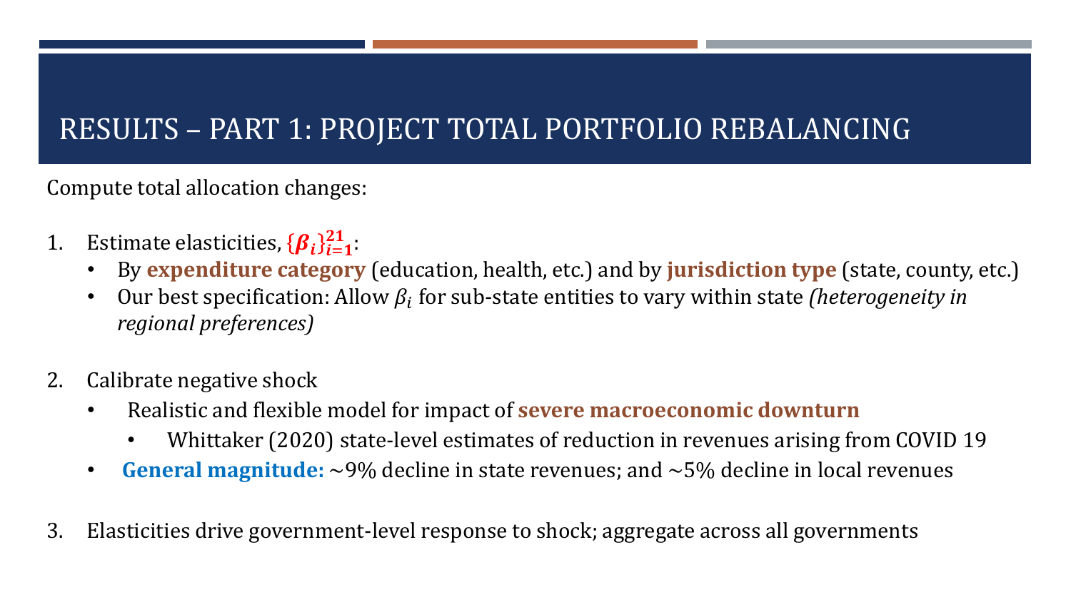# RESULTS – PART 1: PROJECT TOTAL PORTFOLIO REBALANCING

Compute total allocation changes:

1. Estimate elasticities, $\{\boldsymbol{\beta_i}\}_{\boldsymbol{i=1}}^{\boldsymbol{21}}$:
   - By **expenditure category** (education, health, etc.) and by **jurisdiction type** (state, county, etc.)
   - Our best specification: Allow $\beta_i$ for sub-state entities to vary within state *(heterogeneity in regional preferences)*

2. Calibrate negative shock
   - Realistic and flexible model for impact of **severe macroeconomic downturn**
     - Whittaker (2020) state-level estimates of reduction in revenues arising from COVID 19
   - **General magnitude:** ~9% decline in state revenues; and ~5% decline in local revenues

3. Elasticities drive government-level response to shock; aggregate across all governments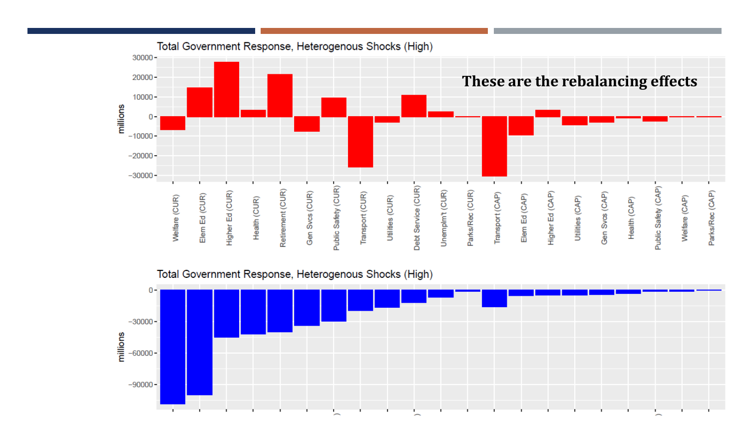Total Government Response, Heterogenous Shocks (High)

These are the rebalancing effects

millions

30000
20000
10000
0
−10000
−20000
−30000

Welfare (CUR)
Elem Ed (CUR)
Higher Ed (CUR)
Health (CUR)
Retirement (CUR)
Gen Svcs (CUR)
Public Safety (CUR)
Transport (CUR)
Utilities (CUR)
Debt Service (CUR)
Unemplm't (CUR)
Parks/Rec (CUR)
Transport (CAP)
Elem Ed (CAP)
Higher Ed (CAP)
Utilities (CAP)
Gen Svcs (CAP)
Health (CAP)
Public Safety (CAP)
Welfare (CAP)
Parks/Rec (CAP)

Total Government Response, Heterogenous Shocks (High)

millions

0
−30000
−60000
−90000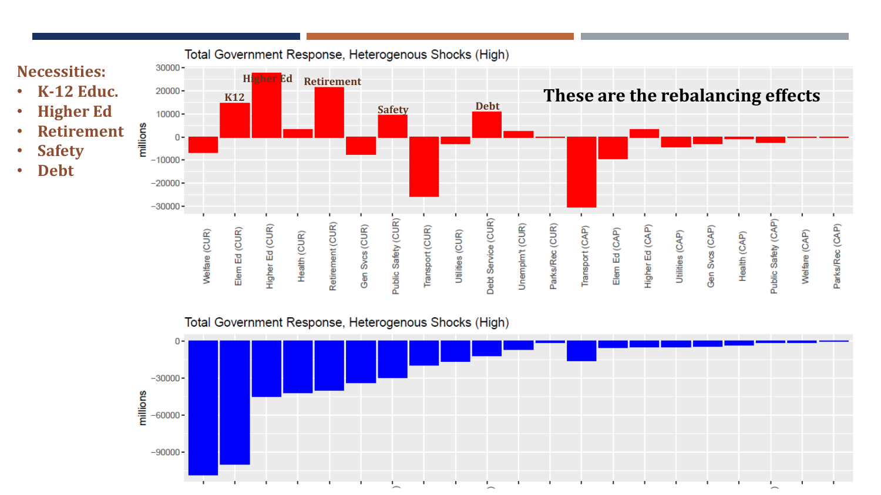**Necessities:**

- K-12 Educ.
- Higher Ed
- Retirement
- Safety
- Debt

Total Government Response, Heterogenous Shocks (High)

These are the rebalancing effects

Total Government Response, Heterogenous Shocks (High)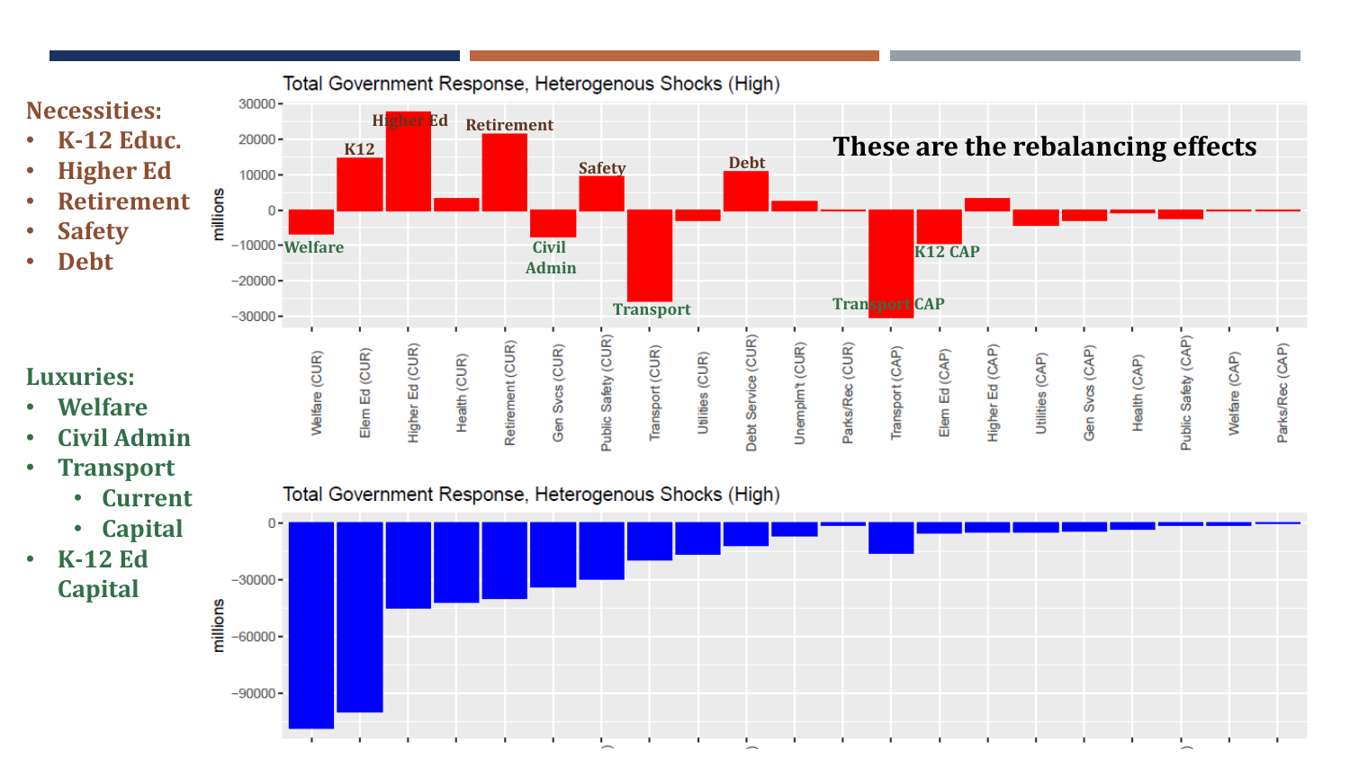**Necessities:**

- K-12 Educ.
- Higher Ed
- Retirement
- Safety
- Debt

**Luxuries:**

- Welfare
- Civil Admin
- Transport
  - Current
  - Capital
- K-12 Ed Capital

Total Government Response, Heterogenous Shocks (High)

These are the rebalancing effects

millions

30000
20000
10000
0
−10000
−20000
−30000

Higher Ed
K12
Retirement
Safety
Debt
Welfare
Civil Admin
Transport
K12 CAP
Transport CAP

Welfare (CUR), Elem Ed (CUR), Higher Ed (CUR), Health (CUR), Retirement (CUR), Gen Svcs (CUR), Public Safety (CUR), Transport (CUR), Utilities (CUR), Debt Service (CUR), Unemplm't (CUR), Parks/Rec (CUR), Transport (CAP), Elem Ed (CAP), Higher Ed (CAP), Utilities (CAP), Gen Svcs (CAP), Health (CAP), Public Safety (CAP), Welfare (CAP), Parks/Rec (CAP)

Total Government Response, Heterogenous Shocks (High)

millions

0
−30000
−60000
−90000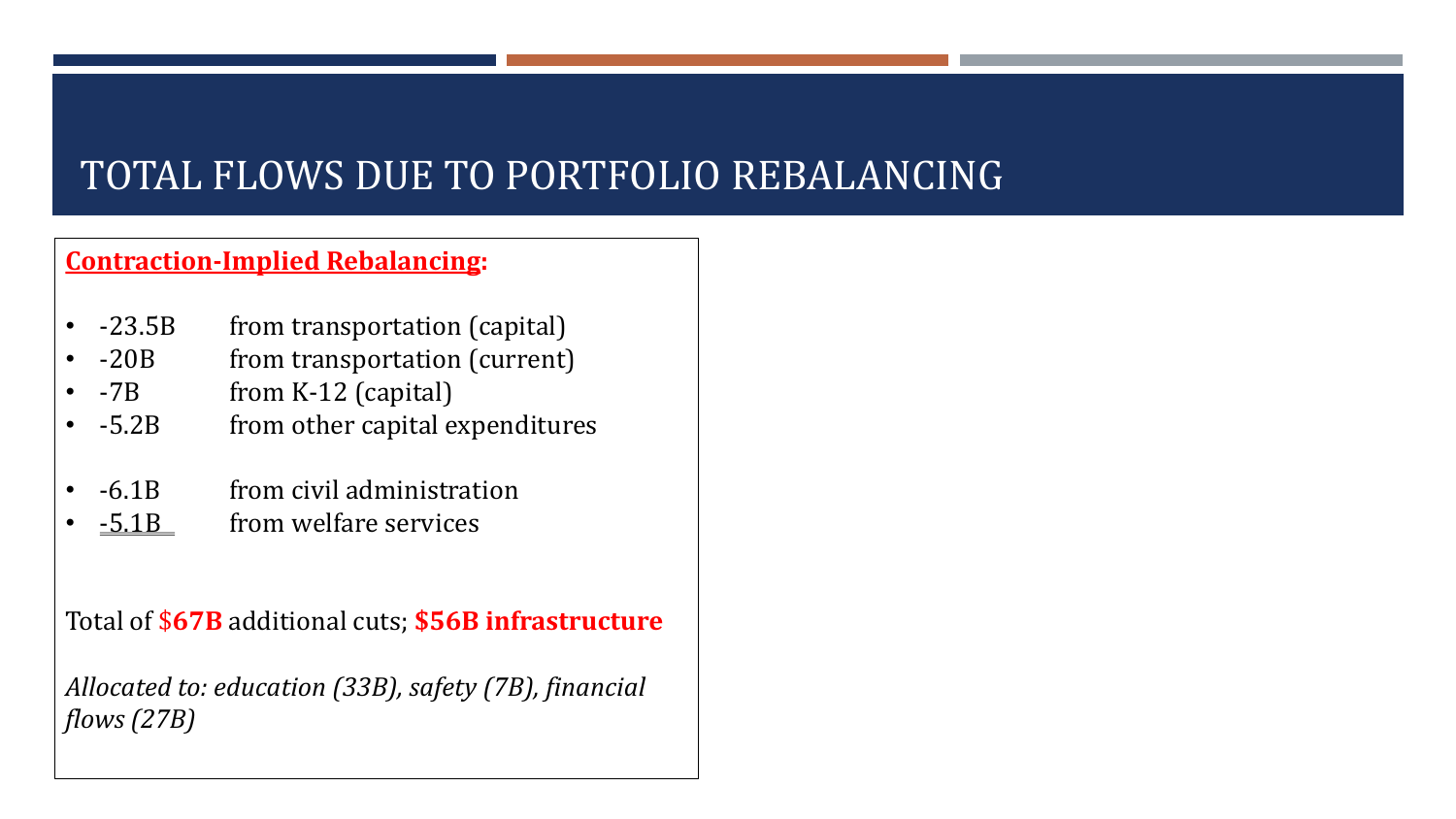# TOTAL FLOWS DUE TO PORTFOLIO REBALANCING

**Contraction-Implied Rebalancing:**

- -23.5B from transportation (capital)
- -20B from transportation (current)
- -7B from K-12 (capital)
- -5.2B from other capital expenditures

- -6.1B from civil administration
- -5.1B from welfare services

Total of **$67B** additional cuts; **$56B infrastructure**

*Allocated to: education (33B), safety (7B), financial flows (27B)*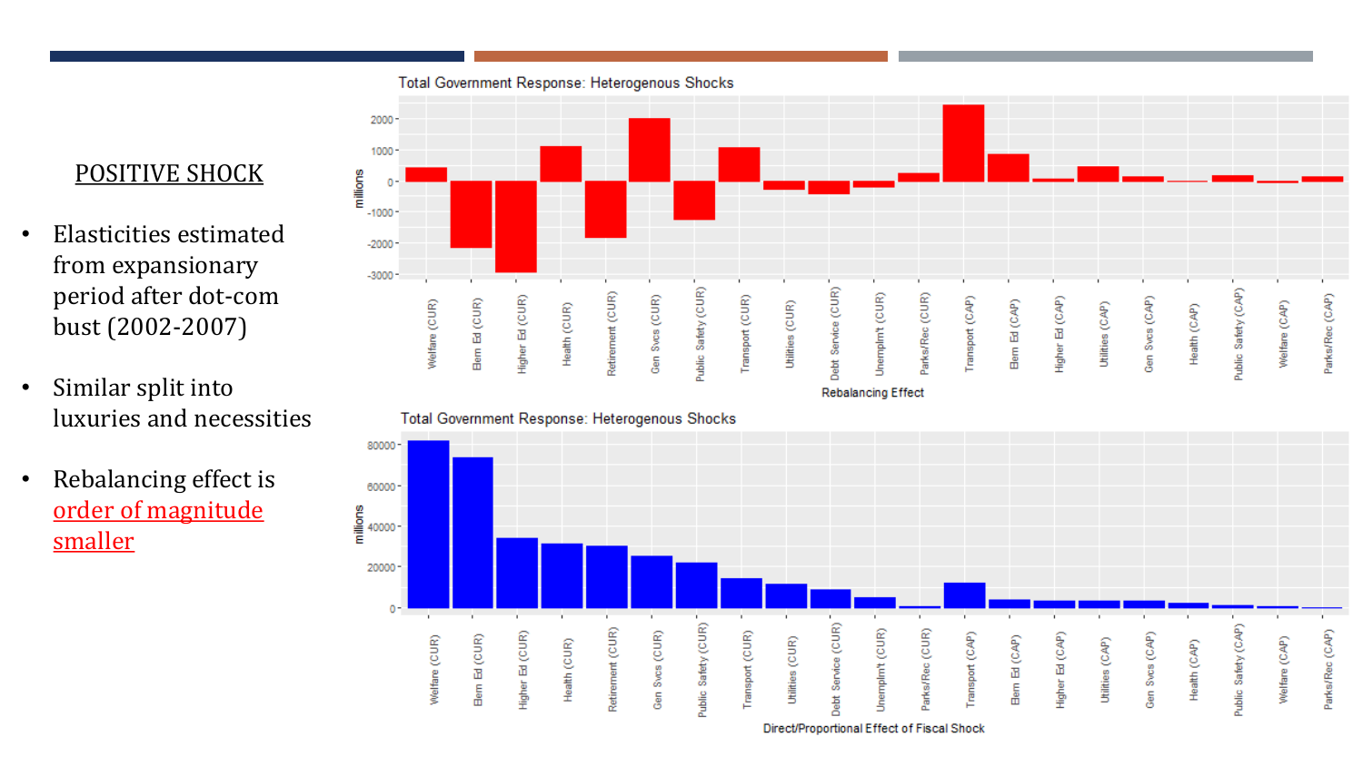## POSITIVE SHOCK

- Elasticities estimated from expansionary period after dot-com bust (2002-2007)
- Similar split into luxuries and necessities
- Rebalancing effect is order of magnitude smaller

Total Government Response: Heterogenous Shocks

millions

2000
1000
0
-1000
-2000
-3000

Welfare (CUR)
Elem Ed (CUR)
Higher Ed (CUR)
Health (CUR)
Retirement (CUR)
Gen Svcs (CUR)
Public Safety (CUR)
Transport (CUR)
Utilities (CUR)
Debt Service (CUR)
Unemplm't (CUR)
Parks/Rec (CUR)
Transport (CAP)
Elem Ed (CAP)
Higher Ed (CAP)
Utilities (CAP)
Gen Svcs (CAP)
Health (CAP)
Public Safety (CAP)
Welfare (CAP)
Parks/Rec (CAP)

Rebalancing Effect

Total Government Response: Heterogenous Shocks

millions

80000
60000
40000
20000
0

Welfare (CUR)
Elem Ed (CUR)
Higher Ed (CUR)
Health (CUR)
Retirement (CUR)
Gen Svcs (CUR)
Public Safety (CUR)
Transport (CUR)
Utilities (CUR)
Debt Service (CUR)
Unemplm't (CUR)
Parks/Rec (CUR)
Transport (CAP)
Elem Ed (CAP)
Higher Ed (CAP)
Utilities (CAP)
Gen Svcs (CAP)
Health (CAP)
Public Safety (CAP)
Welfare (CAP)
Parks/Rec (CAP)

Direct/Proportional Effect of Fiscal Shock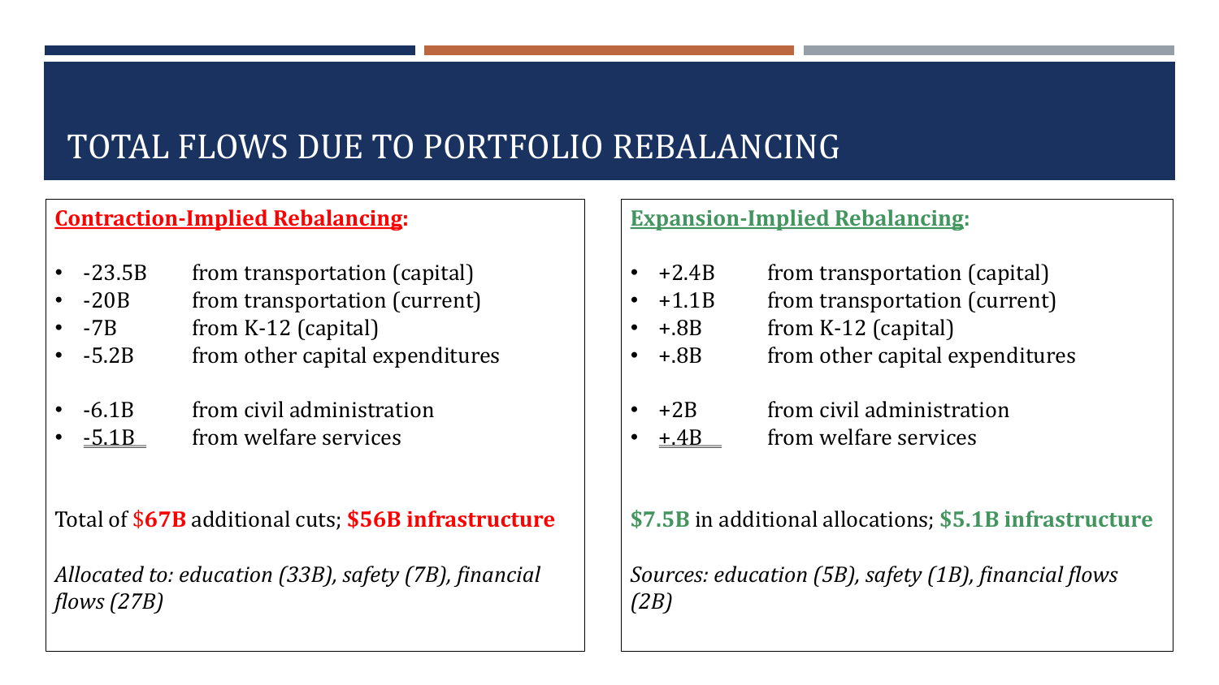# TOTAL FLOWS DUE TO PORTFOLIO REBALANCING

**Contraction-Implied Rebalancing:**

- -23.5B from transportation (capital)
- -20B from transportation (current)
- -7B from K-12 (capital)
- -5.2B from other capital expenditures

- -6.1B from civil administration
- -5.1B from welfare services

Total of **$67B** additional cuts; **$56B infrastructure**

*Allocated to: education (33B), safety (7B), financial flows (27B)*

**Expansion-Implied Rebalancing:**

- +2.4B from transportation (capital)
- +1.1B from transportation (current)
- +.8B from K-12 (capital)
- +.8B from other capital expenditures

- +2B from civil administration
- +.4B from welfare services

**$7.5B** in additional allocations; **$5.1B infrastructure**

*Sources: education (5B), safety (1B), financial flows (2B)*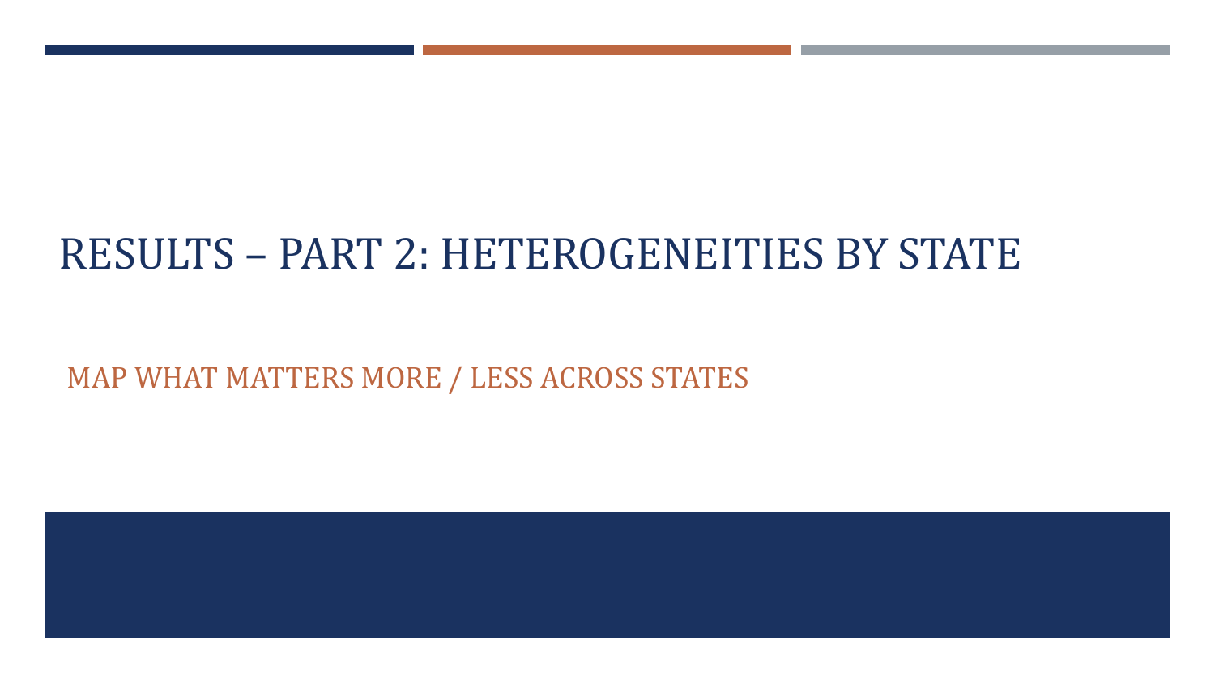# RESULTS – PART 2: HETEROGENEITIES BY STATE

MAP WHAT MATTERS MORE / LESS ACROSS STATES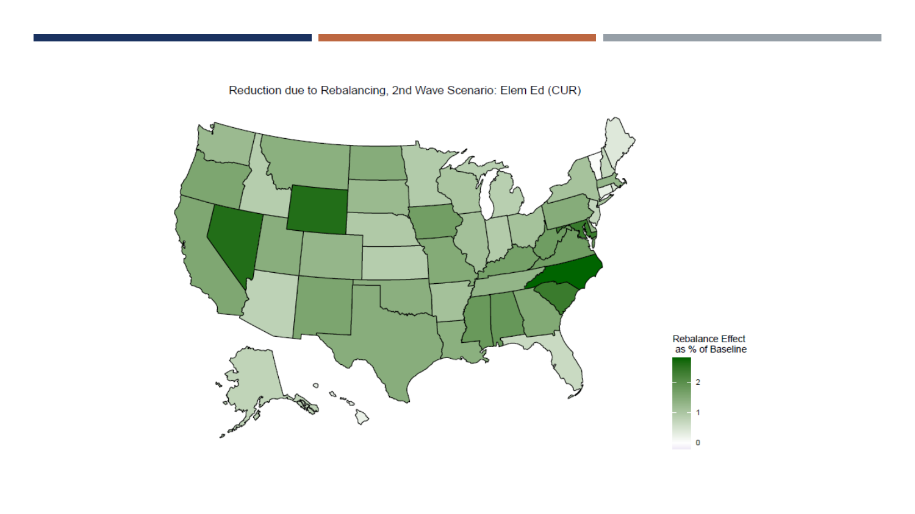Reduction due to Rebalancing, 2nd Wave Scenario: Elem Ed (CUR)

Rebalance Effect
as % of Baseline

2

1

0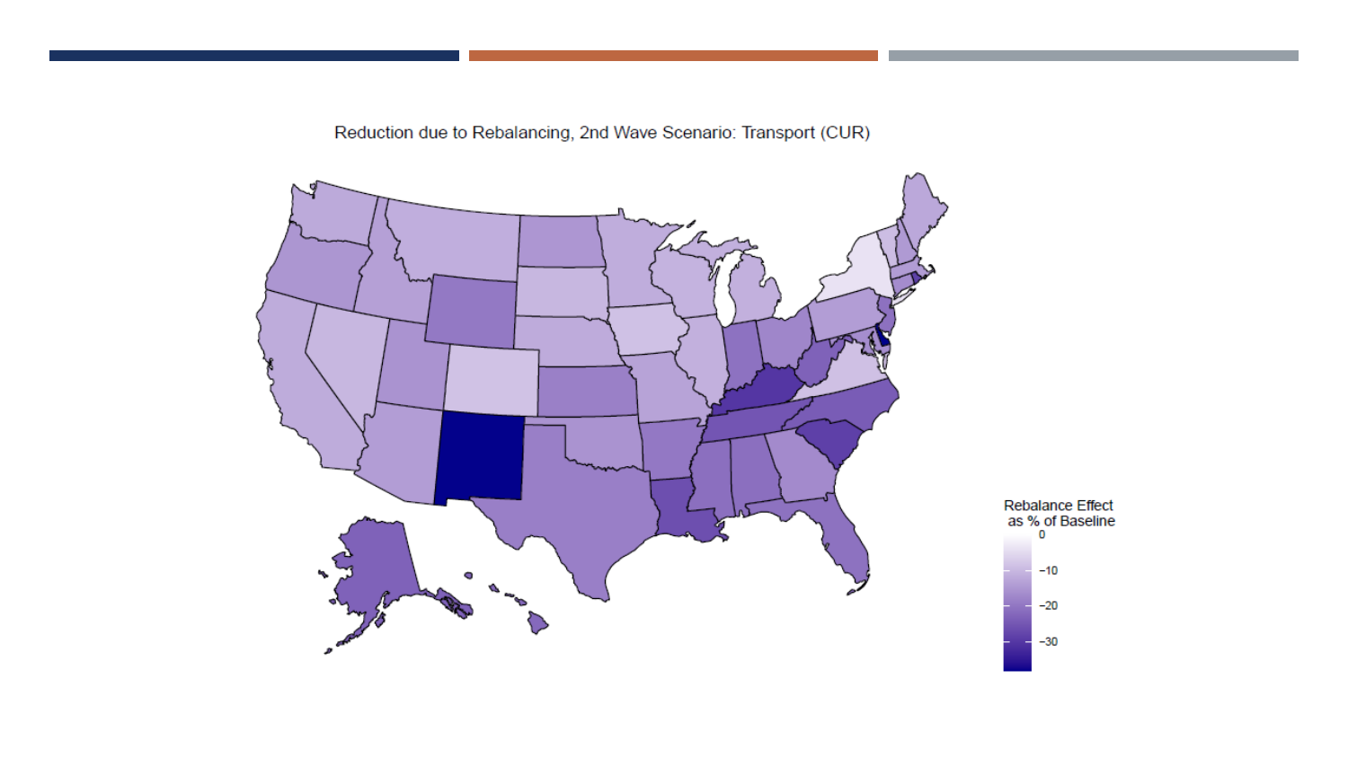Reduction due to Rebalancing, 2nd Wave Scenario: Transport (CUR)

Rebalance Effect
as % of Baseline

0

−10

−20

−30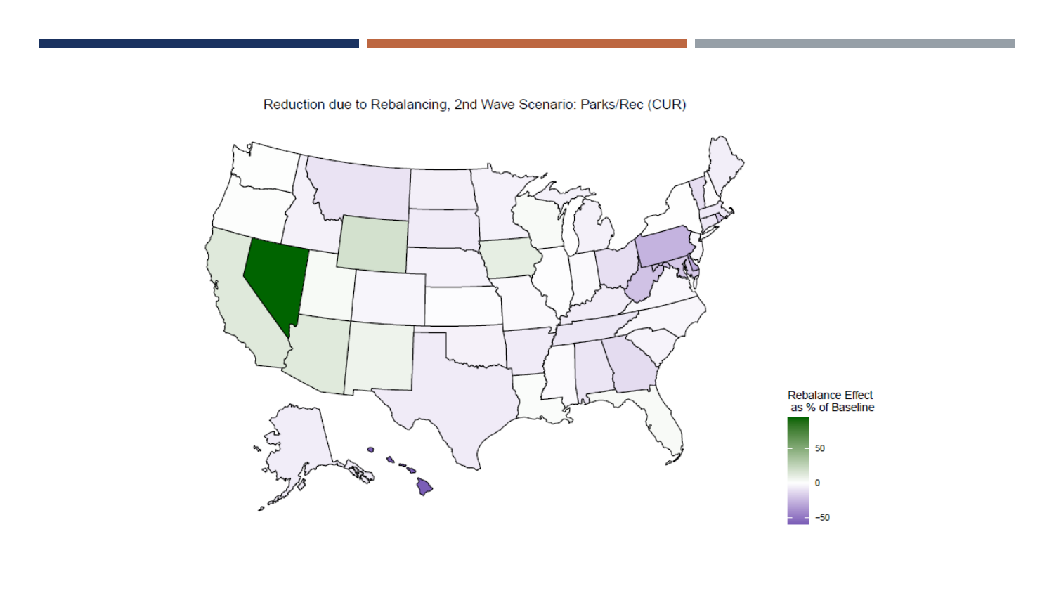Reduction due to Rebalancing, 2nd Wave Scenario: Parks/Rec (CUR)

Rebalance Effect as % of Baseline

50

0

−50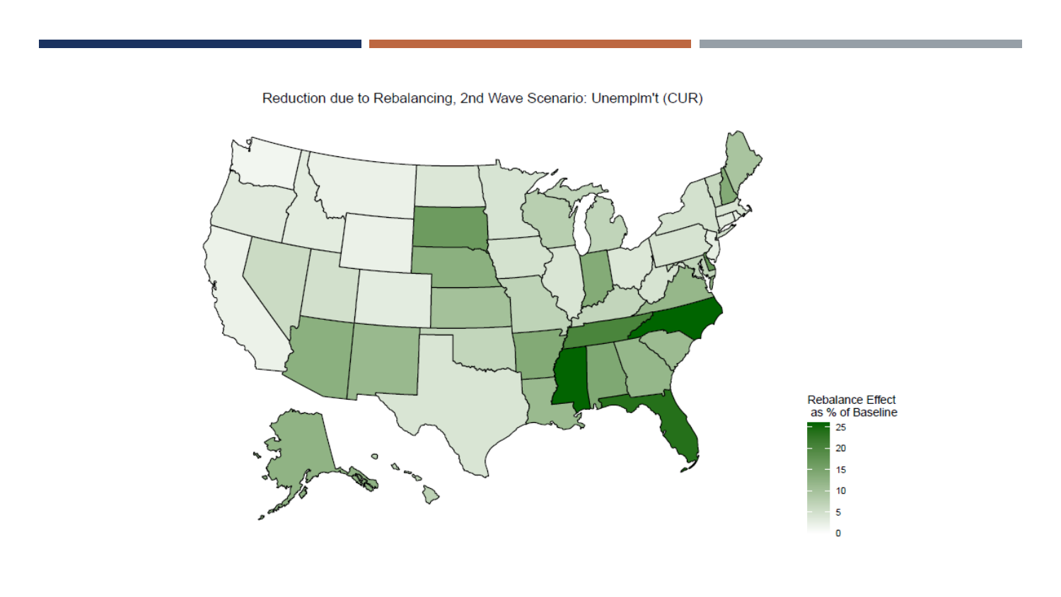Reduction due to Rebalancing, 2nd Wave Scenario: Unemplm't (CUR)

Rebalance Effect as % of Baseline

25

20

15

10

5

0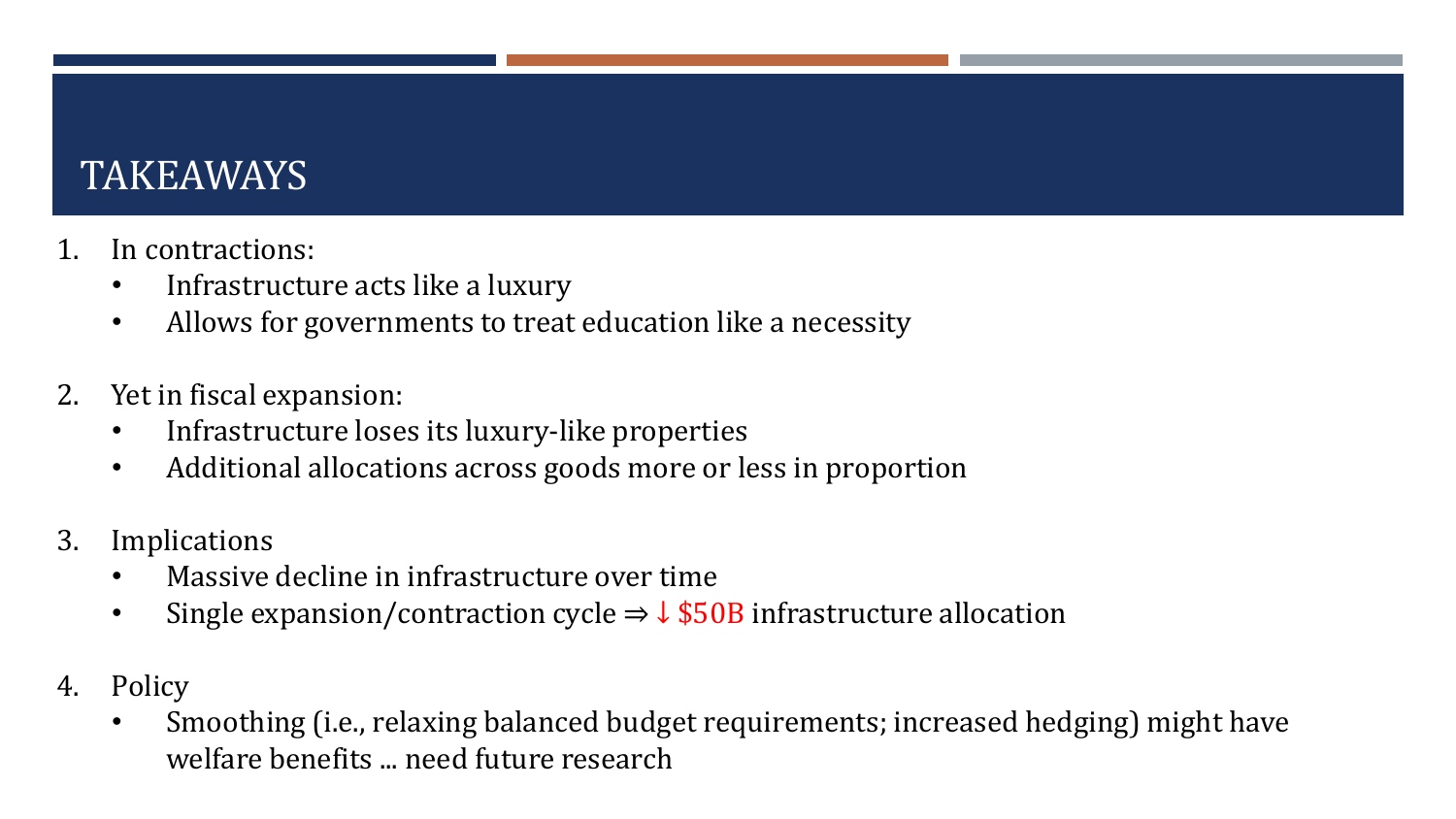# TAKEAWAYS

1. In contractions:
   - Infrastructure acts like a luxury
   - Allows for governments to treat education like a necessity

2. Yet in fiscal expansion:
   - Infrastructure loses its luxury-like properties
   - Additional allocations across goods more or less in proportion

3. Implications
   - Massive decline in infrastructure over time
   - Single expansion/contraction cycle $\Rightarrow$ $\downarrow$ $50B infrastructure allocation

4. Policy
   - Smoothing (i.e., relaxing balanced budget requirements; increased hedging) might have welfare benefits ... need future research